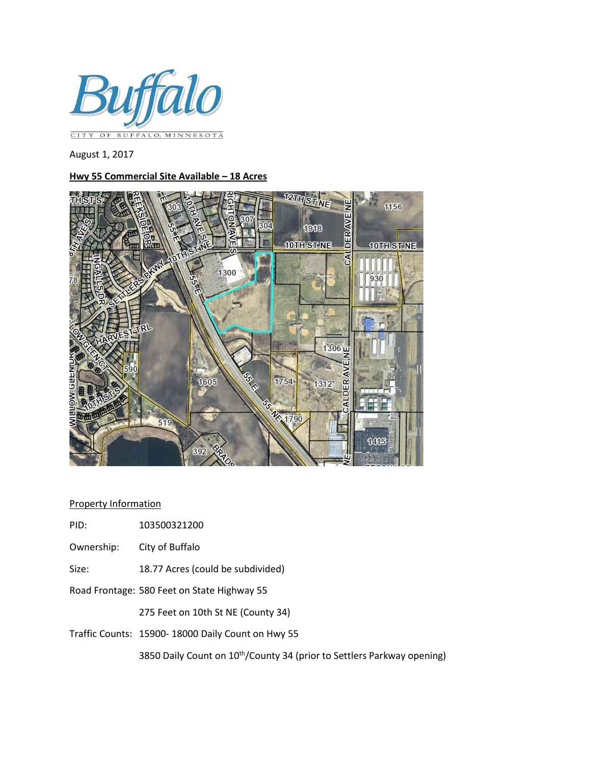Buffalo

CITY OF BUFFALO, MINNESOTA

August 1, 2017

**Hwy 55 Commercial Site Available – 18 Acres**

Property Information

PID: 103500321200

Ownership: City of Buffalo

Size: 18.77 Acres (could be subdivided)

Road Frontage: 580 Feet on State Highway 55

275 Feet on 10th St NE (County 34)

Traffic Counts: 15900- 18000 Daily Count on Hwy 55

3850 Daily Count on 10th/County 34 (prior to Settlers Parkway opening)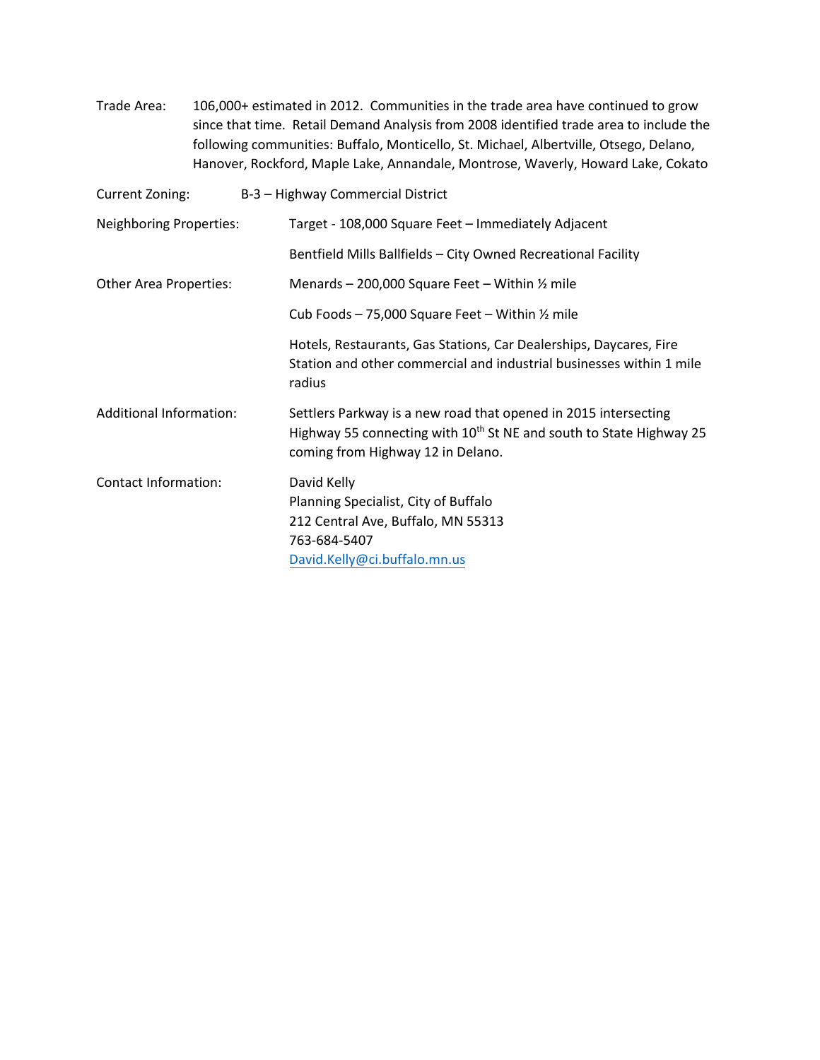Trade Area: 106,000+ estimated in 2012. Communities in the trade area have continued to grow since that time. Retail Demand Analysis from 2008 identified trade area to include the following communities: Buffalo, Monticello, St. Michael, Albertville, Otsego, Delano, Hanover, Rockford, Maple Lake, Annandale, Montrose, Waverly, Howard Lake, Cokato

Current Zoning: B-3 – Highway Commercial District

| | |
|---|---|
| Neighboring Properties: | Target - 108,000 Square Feet – Immediately Adjacent |
| | Bentfield Mills Ballfields – City Owned Recreational Facility |
| Other Area Properties: | Menards – 200,000 Square Feet – Within ½ mile |
| | Cub Foods – 75,000 Square Feet – Within ½ mile |
| | Hotels, Restaurants, Gas Stations, Car Dealerships, Daycares, Fire Station and other commercial and industrial businesses within 1 mile radius |
| Additional Information: | Settlers Parkway is a new road that opened in 2015 intersecting Highway 55 connecting with 10th St NE and south to State Highway 25 coming from Highway 12 in Delano. |
| Contact Information: | David Kelly<br>Planning Specialist, City of Buffalo<br>212 Central Ave, Buffalo, MN 55313<br>763-684-5407<br>David.Kelly@ci.buffalo.mn.us |